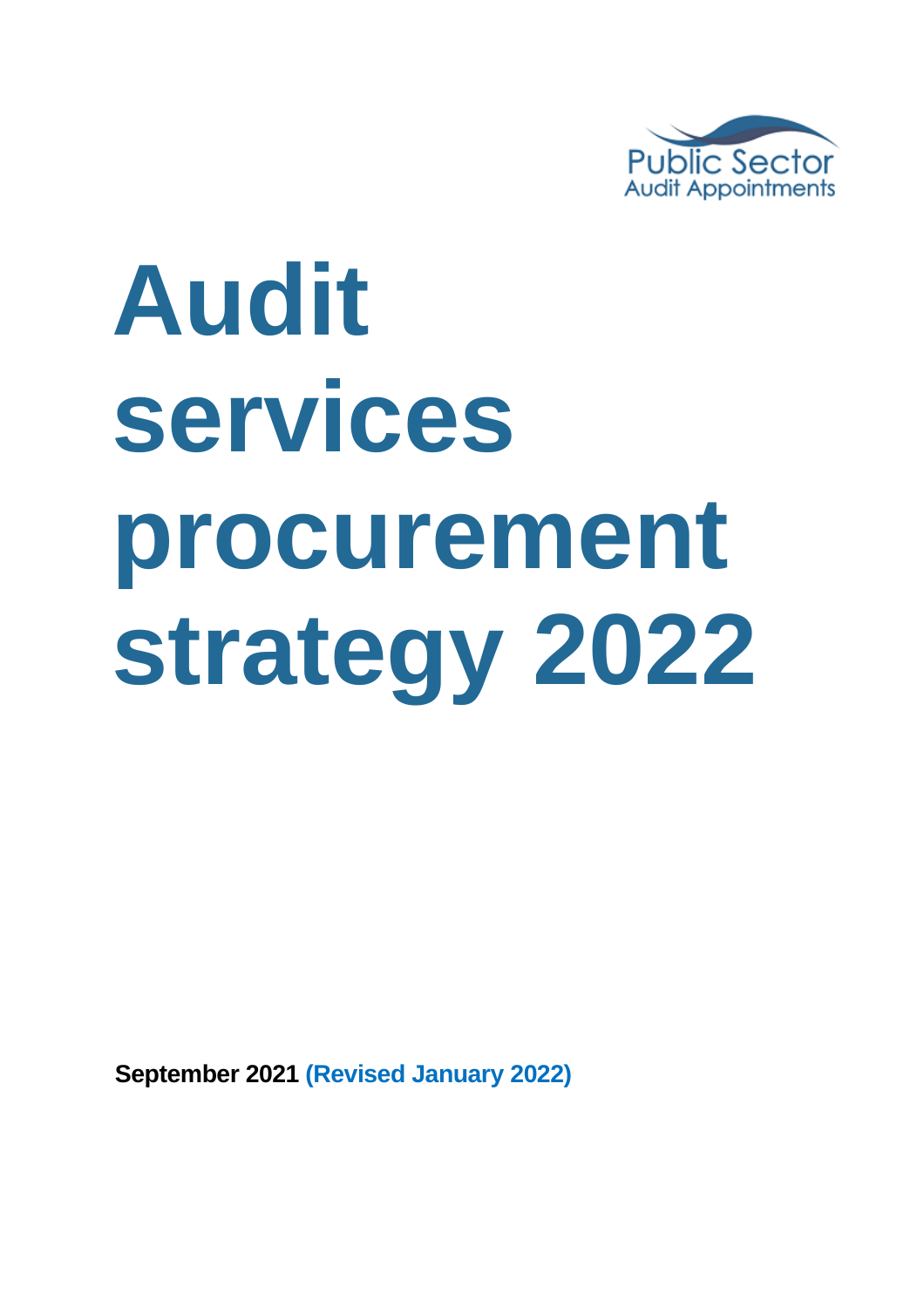Public Sector
Audit Appointments

# Audit services procurement strategy 2022

**September 2021** **(Revised January 2022)**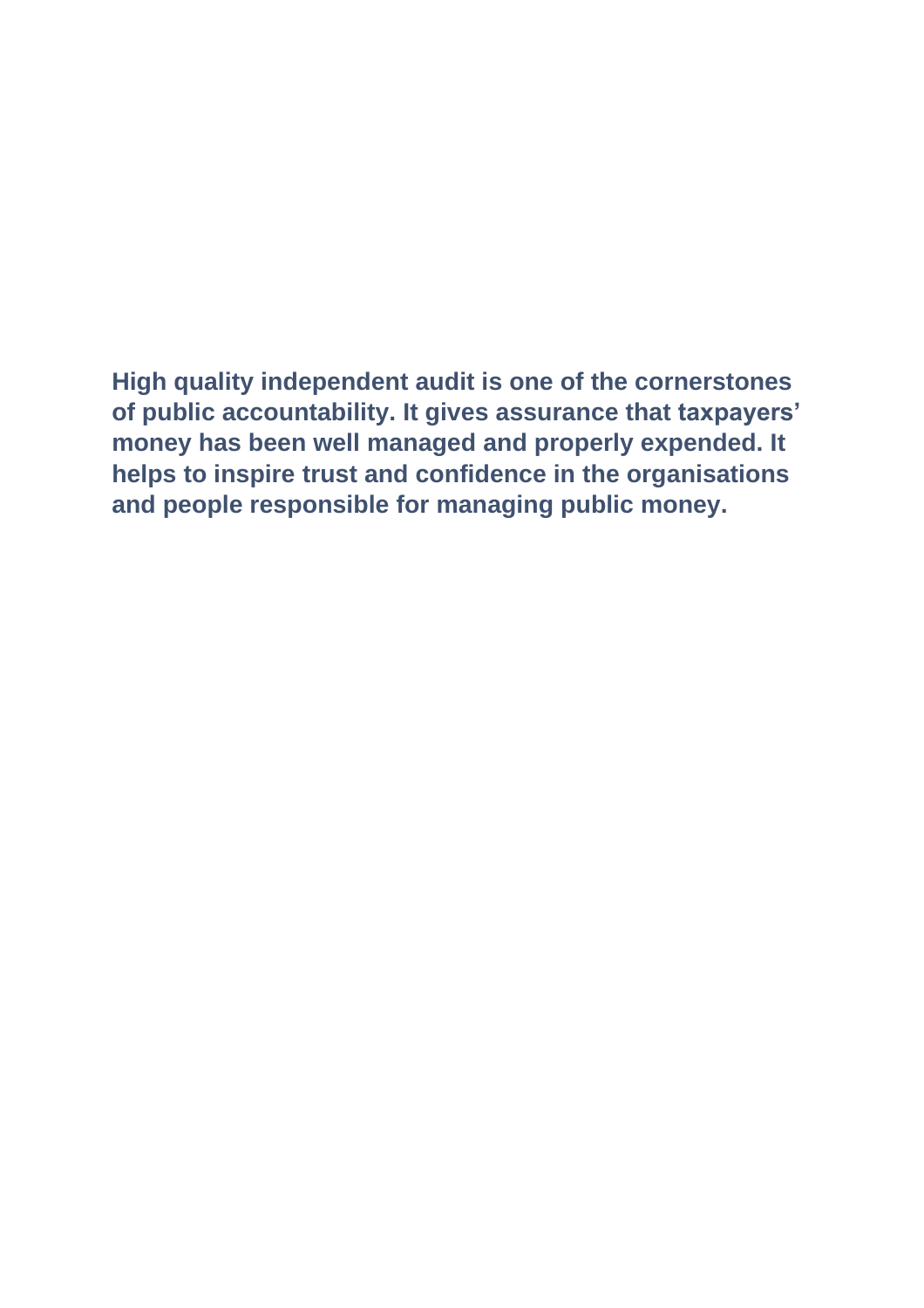**High quality independent audit is one of the cornerstones of public accountability. It gives assurance that taxpayers' money has been well managed and properly expended. It helps to inspire trust and confidence in the organisations and people responsible for managing public money.**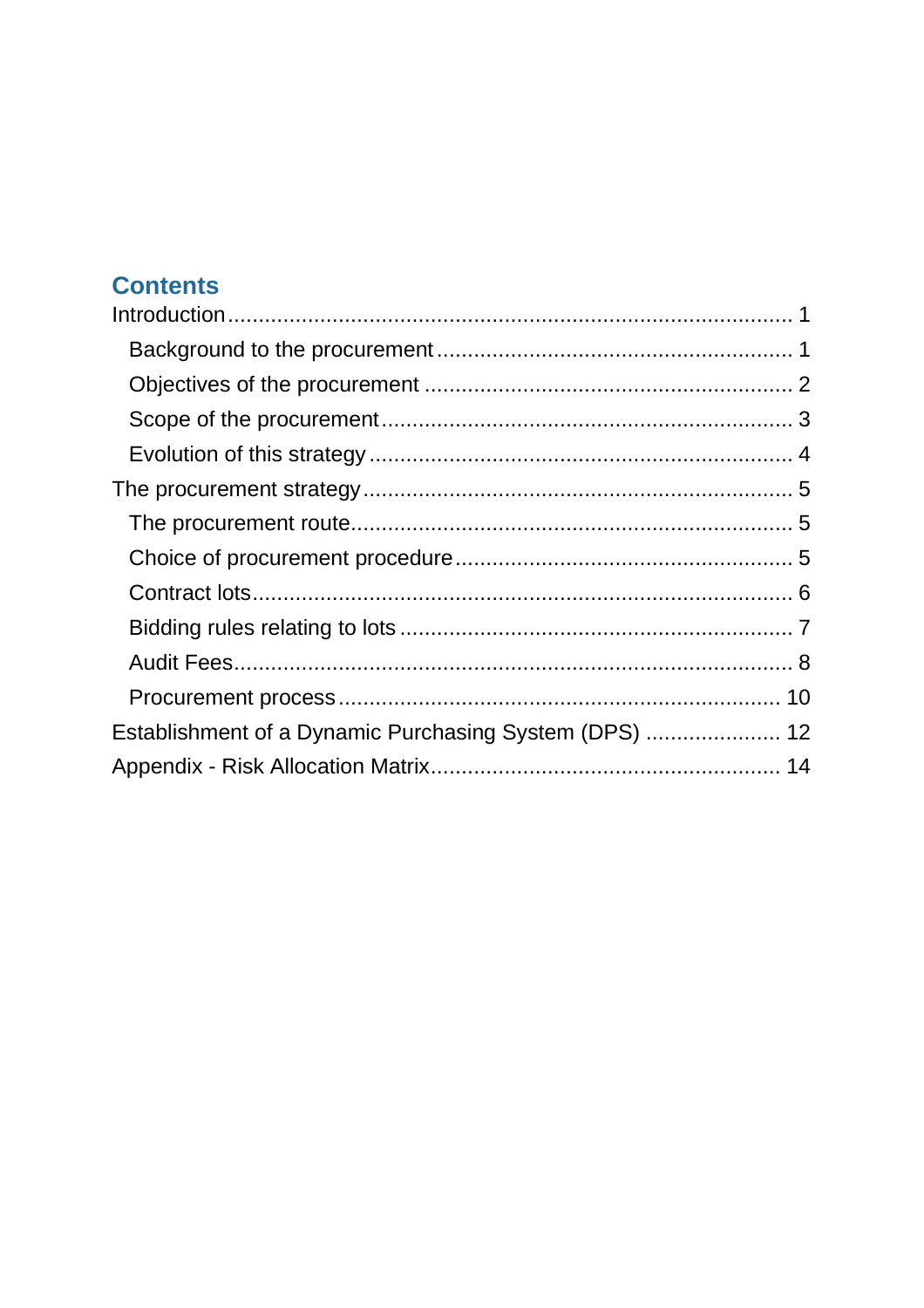## Contents

- Introduction ... 1
  - Background to the procurement ... 1
  - Objectives of the procurement ... 2
  - Scope of the procurement ... 3
  - Evolution of this strategy ... 4
- The procurement strategy ... 5
  - The procurement route ... 5
  - Choice of procurement procedure ... 5
  - Contract lots ... 6
  - Bidding rules relating to lots ... 7
  - Audit Fees ... 8
  - Procurement process ... 10
- Establishment of a Dynamic Purchasing System (DPS) ... 12
- Appendix - Risk Allocation Matrix ... 14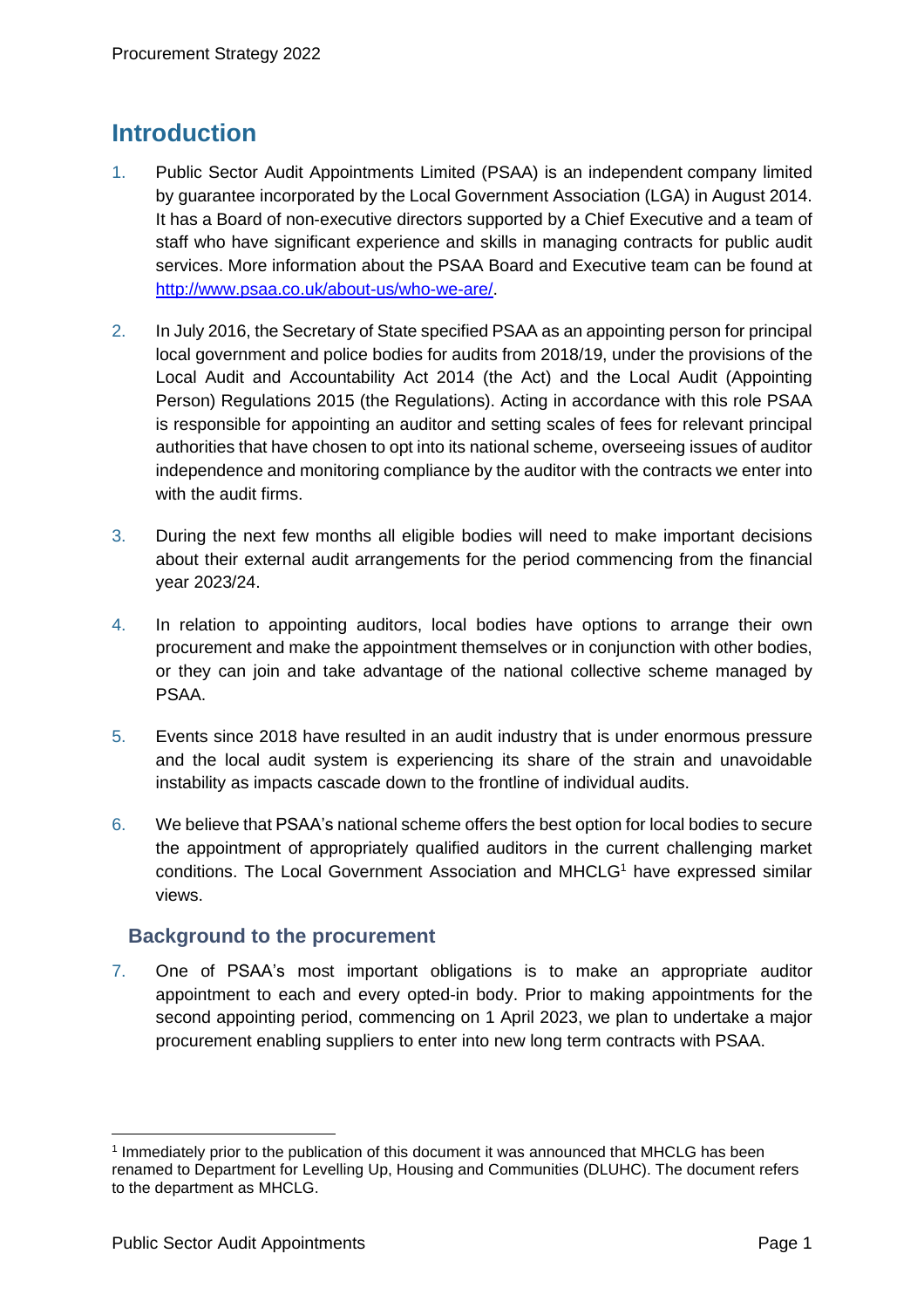# Introduction

1. Public Sector Audit Appointments Limited (PSAA) is an independent company limited by guarantee incorporated by the Local Government Association (LGA) in August 2014. It has a Board of non-executive directors supported by a Chief Executive and a team of staff who have significant experience and skills in managing contracts for public audit services. More information about the PSAA Board and Executive team can be found at [http://www.psaa.co.uk/about-us/who-we-are/](http://www.psaa.co.uk/about-us/who-we-are/).

2. In July 2016, the Secretary of State specified PSAA as an appointing person for principal local government and police bodies for audits from 2018/19, under the provisions of the Local Audit and Accountability Act 2014 (the Act) and the Local Audit (Appointing Person) Regulations 2015 (the Regulations). Acting in accordance with this role PSAA is responsible for appointing an auditor and setting scales of fees for relevant principal authorities that have chosen to opt into its national scheme, overseeing issues of auditor independence and monitoring compliance by the auditor with the contracts we enter into with the audit firms.

3. During the next few months all eligible bodies will need to make important decisions about their external audit arrangements for the period commencing from the financial year 2023/24.

4. In relation to appointing auditors, local bodies have options to arrange their own procurement and make the appointment themselves or in conjunction with other bodies, or they can join and take advantage of the national collective scheme managed by PSAA.

5. Events since 2018 have resulted in an audit industry that is under enormous pressure and the local audit system is experiencing its share of the strain and unavoidable instability as impacts cascade down to the frontline of individual audits.

6. We believe that PSAA's national scheme offers the best option for local bodies to secure the appointment of appropriately qualified auditors in the current challenging market conditions. The Local Government Association and MHCLG[1] have expressed similar views.

## Background to the procurement

7. One of PSAA's most important obligations is to make an appropriate auditor appointment to each and every opted-in body. Prior to making appointments for the second appointing period, commencing on 1 April 2023, we plan to undertake a major procurement enabling suppliers to enter into new long term contracts with PSAA.

---

[1] Immediately prior to the publication of this document it was announced that MHCLG has been renamed to Department for Levelling Up, Housing and Communities (DLUHC). The document refers to the department as MHCLG.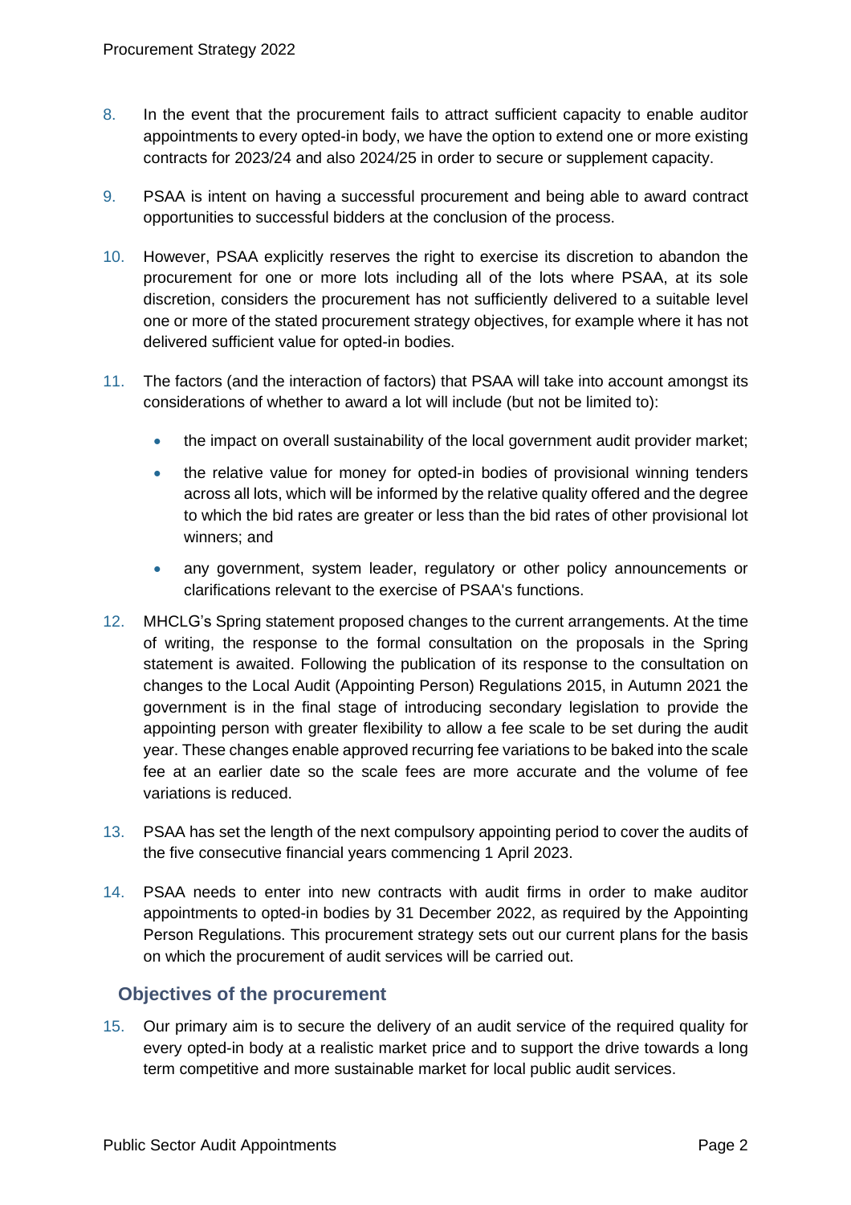8. In the event that the procurement fails to attract sufficient capacity to enable auditor appointments to every opted-in body, we have the option to extend one or more existing contracts for 2023/24 and also 2024/25 in order to secure or supplement capacity.

9. PSAA is intent on having a successful procurement and being able to award contract opportunities to successful bidders at the conclusion of the process.

10. However, PSAA explicitly reserves the right to exercise its discretion to abandon the procurement for one or more lots including all of the lots where PSAA, at its sole discretion, considers the procurement has not sufficiently delivered to a suitable level one or more of the stated procurement strategy objectives, for example where it has not delivered sufficient value for opted-in bodies.

11. The factors (and the interaction of factors) that PSAA will take into account amongst its considerations of whether to award a lot will include (but not be limited to):

    - the impact on overall sustainability of the local government audit provider market;
    - the relative value for money for opted-in bodies of provisional winning tenders across all lots, which will be informed by the relative quality offered and the degree to which the bid rates are greater or less than the bid rates of other provisional lot winners; and
    - any government, system leader, regulatory or other policy announcements or clarifications relevant to the exercise of PSAA's functions.

12. MHCLG's Spring statement proposed changes to the current arrangements. At the time of writing, the response to the formal consultation on the proposals in the Spring statement is awaited. Following the publication of its response to the consultation on changes to the Local Audit (Appointing Person) Regulations 2015, in Autumn 2021 the government is in the final stage of introducing secondary legislation to provide the appointing person with greater flexibility to allow a fee scale to be set during the audit year. These changes enable approved recurring fee variations to be baked into the scale fee at an earlier date so the scale fees are more accurate and the volume of fee variations is reduced.

13. PSAA has set the length of the next compulsory appointing period to cover the audits of the five consecutive financial years commencing 1 April 2023.

14. PSAA needs to enter into new contracts with audit firms in order to make auditor appointments to opted-in bodies by 31 December 2022, as required by the Appointing Person Regulations. This procurement strategy sets out our current plans for the basis on which the procurement of audit services will be carried out.

## Objectives of the procurement

15. Our primary aim is to secure the delivery of an audit service of the required quality for every opted-in body at a realistic market price and to support the drive towards a long term competitive and more sustainable market for local public audit services.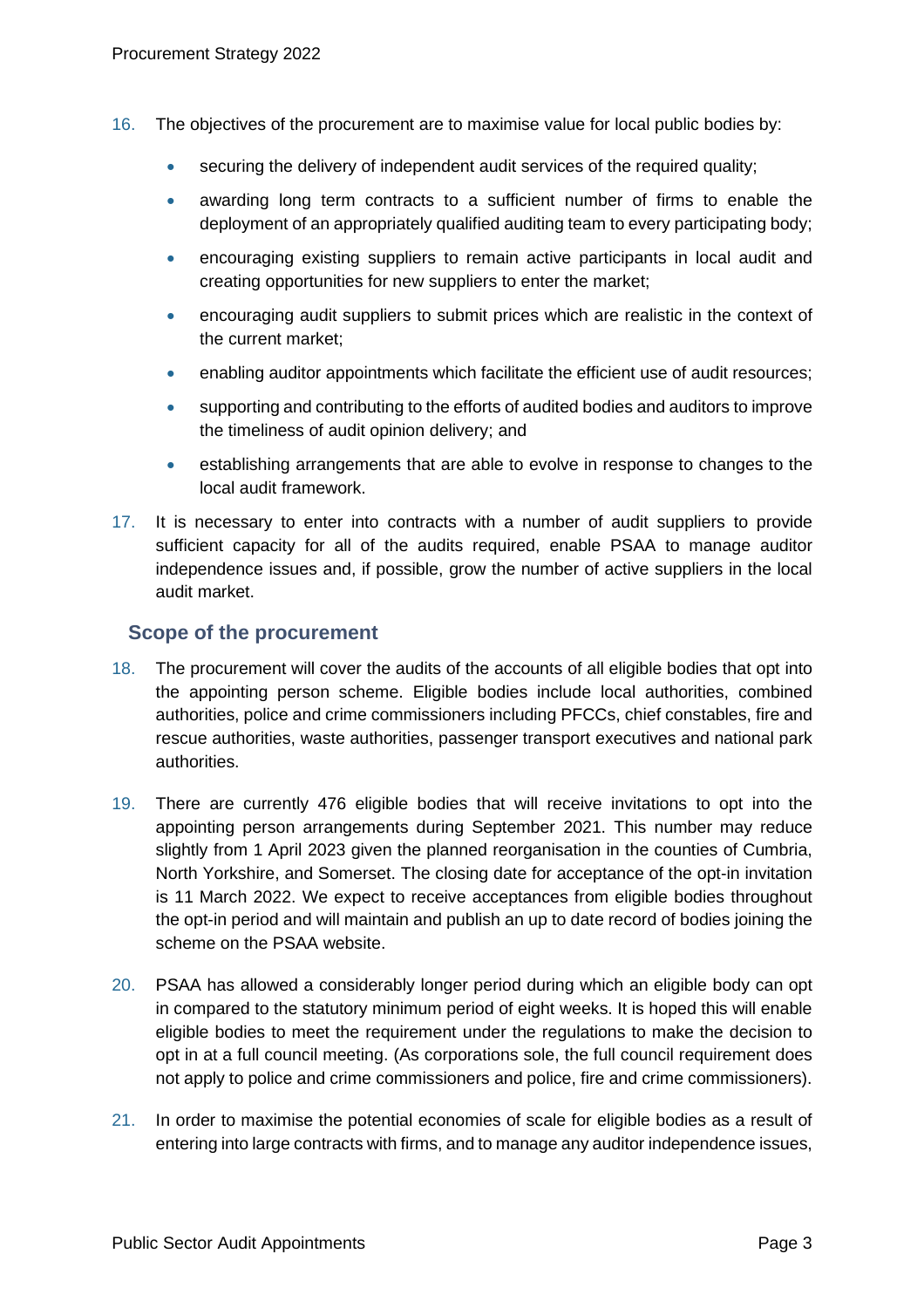16. The objectives of the procurement are to maximise value for local public bodies by:

    - securing the delivery of independent audit services of the required quality;
    - awarding long term contracts to a sufficient number of firms to enable the deployment of an appropriately qualified auditing team to every participating body;
    - encouraging existing suppliers to remain active participants in local audit and creating opportunities for new suppliers to enter the market;
    - encouraging audit suppliers to submit prices which are realistic in the context of the current market;
    - enabling auditor appointments which facilitate the efficient use of audit resources;
    - supporting and contributing to the efforts of audited bodies and auditors to improve the timeliness of audit opinion delivery; and
    - establishing arrangements that are able to evolve in response to changes to the local audit framework.

17. It is necessary to enter into contracts with a number of audit suppliers to provide sufficient capacity for all of the audits required, enable PSAA to manage auditor independence issues and, if possible, grow the number of active suppliers in the local audit market.

## Scope of the procurement

18. The procurement will cover the audits of the accounts of all eligible bodies that opt into the appointing person scheme. Eligible bodies include local authorities, combined authorities, police and crime commissioners including PFCCs, chief constables, fire and rescue authorities, waste authorities, passenger transport executives and national park authorities.

19. There are currently 476 eligible bodies that will receive invitations to opt into the appointing person arrangements during September 2021. This number may reduce slightly from 1 April 2023 given the planned reorganisation in the counties of Cumbria, North Yorkshire, and Somerset. The closing date for acceptance of the opt-in invitation is 11 March 2022. We expect to receive acceptances from eligible bodies throughout the opt-in period and will maintain and publish an up to date record of bodies joining the scheme on the PSAA website.

20. PSAA has allowed a considerably longer period during which an eligible body can opt in compared to the statutory minimum period of eight weeks. It is hoped this will enable eligible bodies to meet the requirement under the regulations to make the decision to opt in at a full council meeting. (As corporations sole, the full council requirement does not apply to police and crime commissioners and police, fire and crime commissioners).

21. In order to maximise the potential economies of scale for eligible bodies as a result of entering into large contracts with firms, and to manage any auditor independence issues,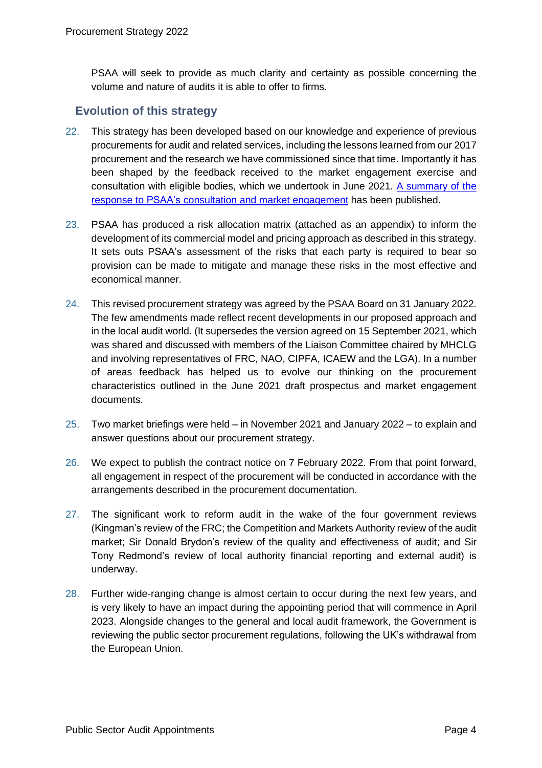PSAA will seek to provide as much clarity and certainty as possible concerning the volume and nature of audits it is able to offer to firms.

## Evolution of this strategy

22. This strategy has been developed based on our knowledge and experience of previous procurements for audit and related services, including the lessons learned from our 2017 procurement and the research we have commissioned since that time. Importantly it has been shaped by the feedback received to the market engagement exercise and consultation with eligible bodies, which we undertook in June 2021. A summary of the response to PSAA's consultation and market engagement has been published.

23. PSAA has produced a risk allocation matrix (attached as an appendix) to inform the development of its commercial model and pricing approach as described in this strategy. It sets outs PSAA's assessment of the risks that each party is required to bear so provision can be made to mitigate and manage these risks in the most effective and economical manner.

24. This revised procurement strategy was agreed by the PSAA Board on 31 January 2022. The few amendments made reflect recent developments in our proposed approach and in the local audit world. (It supersedes the version agreed on 15 September 2021, which was shared and discussed with members of the Liaison Committee chaired by MHCLG and involving representatives of FRC, NAO, CIPFA, ICAEW and the LGA). In a number of areas feedback has helped us to evolve our thinking on the procurement characteristics outlined in the June 2021 draft prospectus and market engagement documents.

25. Two market briefings were held – in November 2021 and January 2022 – to explain and answer questions about our procurement strategy.

26. We expect to publish the contract notice on 7 February 2022. From that point forward, all engagement in respect of the procurement will be conducted in accordance with the arrangements described in the procurement documentation.

27. The significant work to reform audit in the wake of the four government reviews (Kingman's review of the FRC; the Competition and Markets Authority review of the audit market; Sir Donald Brydon's review of the quality and effectiveness of audit; and Sir Tony Redmond's review of local authority financial reporting and external audit) is underway.

28. Further wide-ranging change is almost certain to occur during the next few years, and is very likely to have an impact during the appointing period that will commence in April 2023. Alongside changes to the general and local audit framework, the Government is reviewing the public sector procurement regulations, following the UK's withdrawal from the European Union.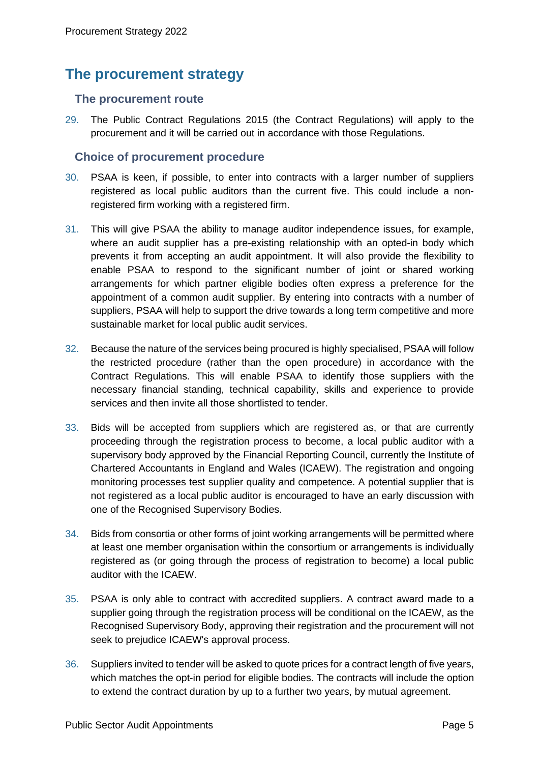## The procurement strategy

### The procurement route

29. The Public Contract Regulations 2015 (the Contract Regulations) will apply to the procurement and it will be carried out in accordance with those Regulations.

### Choice of procurement procedure

30. PSAA is keen, if possible, to enter into contracts with a larger number of suppliers registered as local public auditors than the current five. This could include a non-registered firm working with a registered firm.

31. This will give PSAA the ability to manage auditor independence issues, for example, where an audit supplier has a pre-existing relationship with an opted-in body which prevents it from accepting an audit appointment. It will also provide the flexibility to enable PSAA to respond to the significant number of joint or shared working arrangements for which partner eligible bodies often express a preference for the appointment of a common audit supplier. By entering into contracts with a number of suppliers, PSAA will help to support the drive towards a long term competitive and more sustainable market for local public audit services.

32. Because the nature of the services being procured is highly specialised, PSAA will follow the restricted procedure (rather than the open procedure) in accordance with the Contract Regulations. This will enable PSAA to identify those suppliers with the necessary financial standing, technical capability, skills and experience to provide services and then invite all those shortlisted to tender.

33. Bids will be accepted from suppliers which are registered as, or that are currently proceeding through the registration process to become, a local public auditor with a supervisory body approved by the Financial Reporting Council, currently the Institute of Chartered Accountants in England and Wales (ICAEW). The registration and ongoing monitoring processes test supplier quality and competence. A potential supplier that is not registered as a local public auditor is encouraged to have an early discussion with one of the Recognised Supervisory Bodies.

34. Bids from consortia or other forms of joint working arrangements will be permitted where at least one member organisation within the consortium or arrangements is individually registered as (or going through the process of registration to become) a local public auditor with the ICAEW.

35. PSAA is only able to contract with accredited suppliers. A contract award made to a supplier going through the registration process will be conditional on the ICAEW, as the Recognised Supervisory Body, approving their registration and the procurement will not seek to prejudice ICAEW's approval process.

36. Suppliers invited to tender will be asked to quote prices for a contract length of five years, which matches the opt-in period for eligible bodies. The contracts will include the option to extend the contract duration by up to a further two years, by mutual agreement.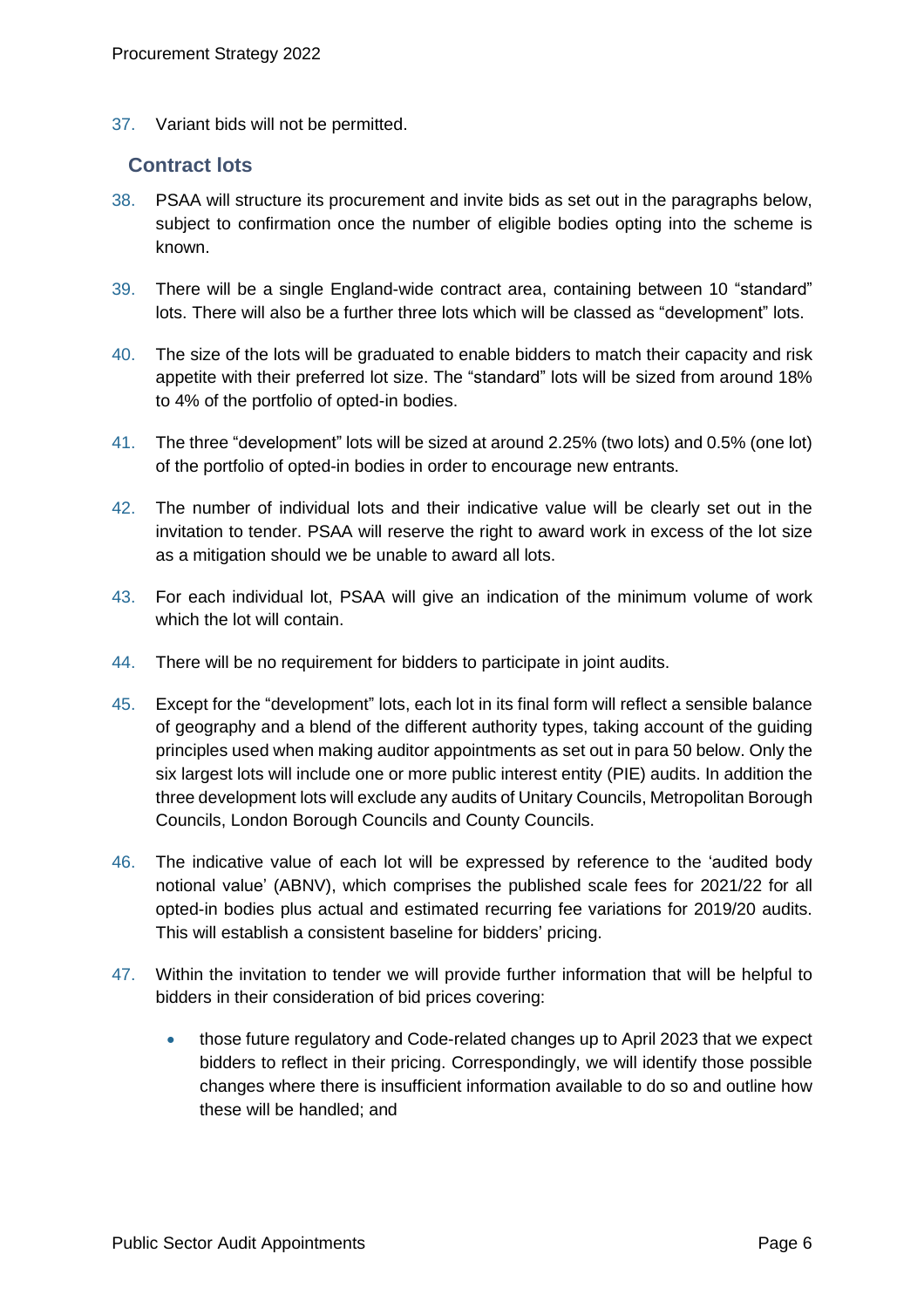37. Variant bids will not be permitted.

## Contract lots

38. PSAA will structure its procurement and invite bids as set out in the paragraphs below, subject to confirmation once the number of eligible bodies opting into the scheme is known.

39. There will be a single England-wide contract area, containing between 10 "standard" lots. There will also be a further three lots which will be classed as "development" lots.

40. The size of the lots will be graduated to enable bidders to match their capacity and risk appetite with their preferred lot size. The "standard" lots will be sized from around 18% to 4% of the portfolio of opted-in bodies.

41. The three "development" lots will be sized at around 2.25% (two lots) and 0.5% (one lot) of the portfolio of opted-in bodies in order to encourage new entrants.

42. The number of individual lots and their indicative value will be clearly set out in the invitation to tender. PSAA will reserve the right to award work in excess of the lot size as a mitigation should we be unable to award all lots.

43. For each individual lot, PSAA will give an indication of the minimum volume of work which the lot will contain.

44. There will be no requirement for bidders to participate in joint audits.

45. Except for the "development" lots, each lot in its final form will reflect a sensible balance of geography and a blend of the different authority types, taking account of the guiding principles used when making auditor appointments as set out in para 50 below. Only the six largest lots will include one or more public interest entity (PIE) audits. In addition the three development lots will exclude any audits of Unitary Councils, Metropolitan Borough Councils, London Borough Councils and County Councils.

46. The indicative value of each lot will be expressed by reference to the 'audited body notional value' (ABNV), which comprises the published scale fees for 2021/22 for all opted-in bodies plus actual and estimated recurring fee variations for 2019/20 audits. This will establish a consistent baseline for bidders' pricing.

47. Within the invitation to tender we will provide further information that will be helpful to bidders in their consideration of bid prices covering:

    - those future regulatory and Code-related changes up to April 2023 that we expect bidders to reflect in their pricing. Correspondingly, we will identify those possible changes where there is insufficient information available to do so and outline how these will be handled; and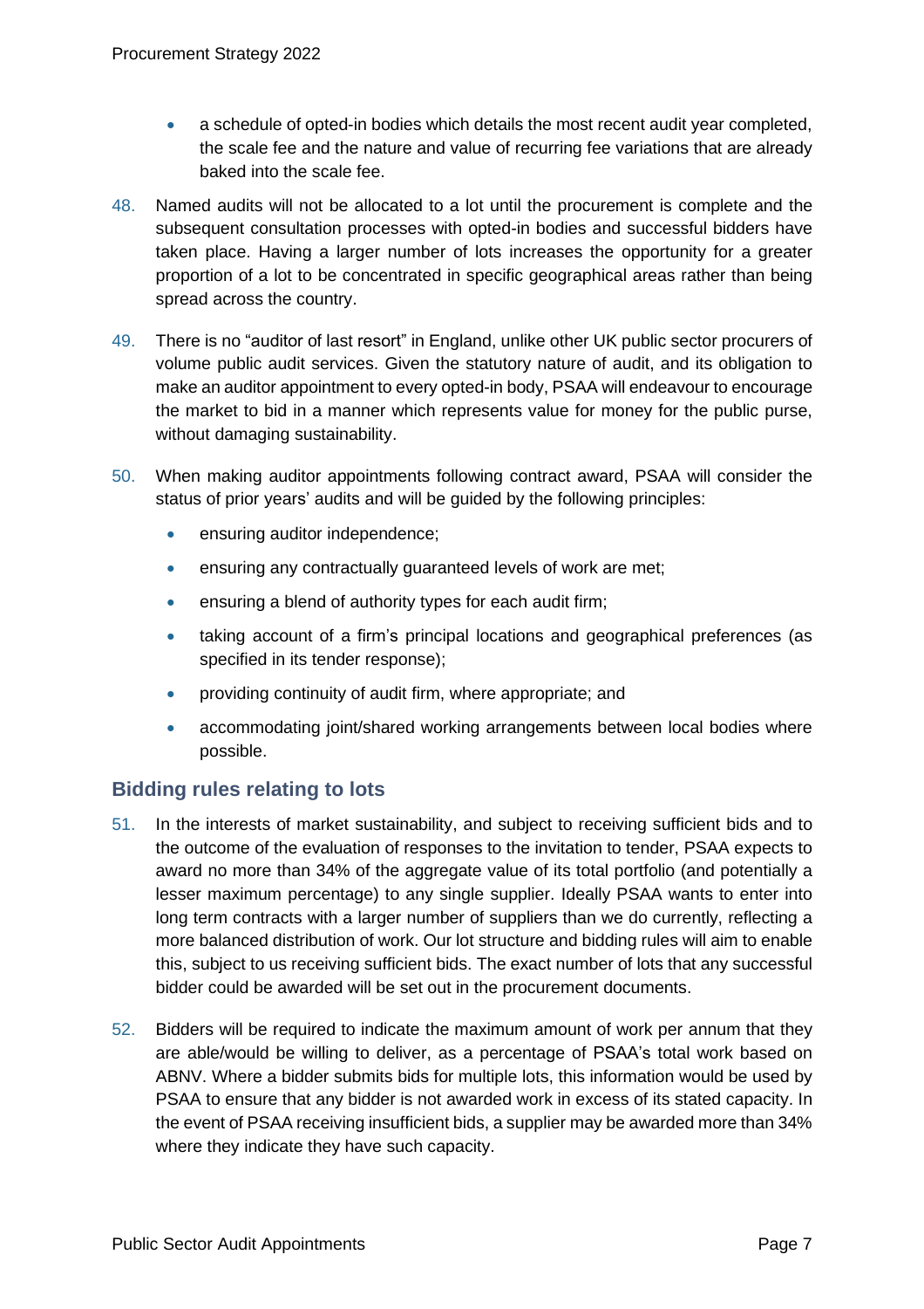- a schedule of opted-in bodies which details the most recent audit year completed, the scale fee and the nature and value of recurring fee variations that are already baked into the scale fee.

48. Named audits will not be allocated to a lot until the procurement is complete and the subsequent consultation processes with opted-in bodies and successful bidders have taken place. Having a larger number of lots increases the opportunity for a greater proportion of a lot to be concentrated in specific geographical areas rather than being spread across the country.

49. There is no "auditor of last resort" in England, unlike other UK public sector procurers of volume public audit services. Given the statutory nature of audit, and its obligation to make an auditor appointment to every opted-in body, PSAA will endeavour to encourage the market to bid in a manner which represents value for money for the public purse, without damaging sustainability.

50. When making auditor appointments following contract award, PSAA will consider the status of prior years' audits and will be guided by the following principles:

    - ensuring auditor independence;
    - ensuring any contractually guaranteed levels of work are met;
    - ensuring a blend of authority types for each audit firm;
    - taking account of a firm's principal locations and geographical preferences (as specified in its tender response);
    - providing continuity of audit firm, where appropriate; and
    - accommodating joint/shared working arrangements between local bodies where possible.

## Bidding rules relating to lots

51. In the interests of market sustainability, and subject to receiving sufficient bids and to the outcome of the evaluation of responses to the invitation to tender, PSAA expects to award no more than 34% of the aggregate value of its total portfolio (and potentially a lesser maximum percentage) to any single supplier. Ideally PSAA wants to enter into long term contracts with a larger number of suppliers than we do currently, reflecting a more balanced distribution of work. Our lot structure and bidding rules will aim to enable this, subject to us receiving sufficient bids. The exact number of lots that any successful bidder could be awarded will be set out in the procurement documents.

52. Bidders will be required to indicate the maximum amount of work per annum that they are able/would be willing to deliver, as a percentage of PSAA's total work based on ABNV. Where a bidder submits bids for multiple lots, this information would be used by PSAA to ensure that any bidder is not awarded work in excess of its stated capacity. In the event of PSAA receiving insufficient bids, a supplier may be awarded more than 34% where they indicate they have such capacity.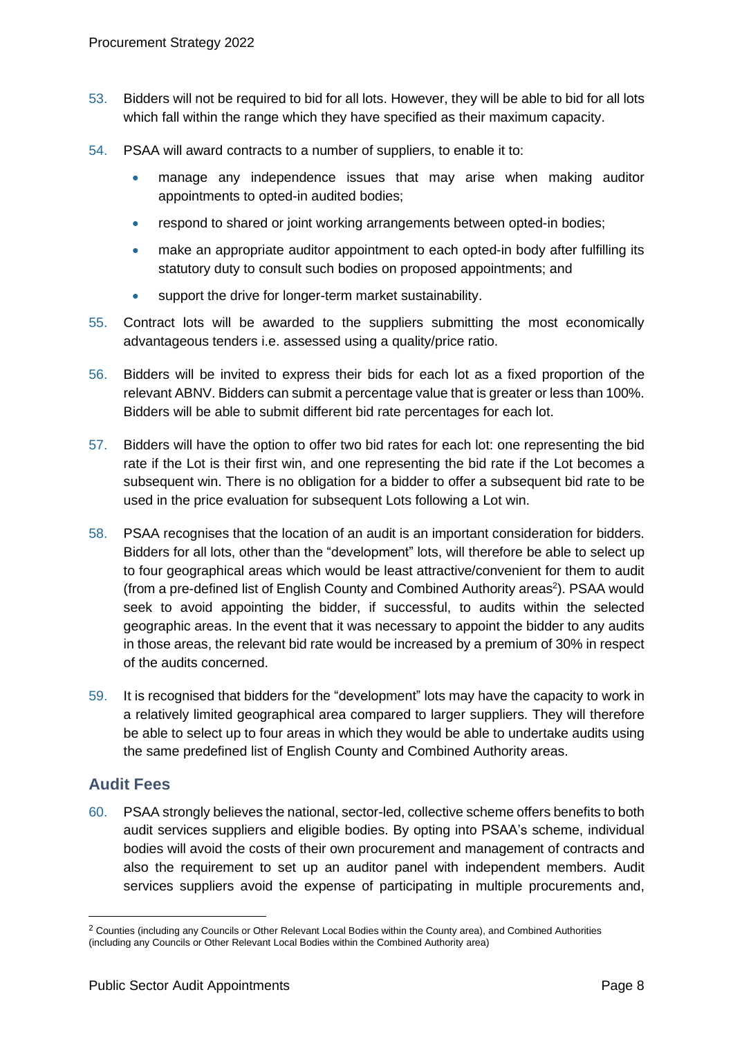53. Bidders will not be required to bid for all lots. However, they will be able to bid for all lots which fall within the range which they have specified as their maximum capacity.

54. PSAA will award contracts to a number of suppliers, to enable it to:

    - manage any independence issues that may arise when making auditor appointments to opted-in audited bodies;
    - respond to shared or joint working arrangements between opted-in bodies;
    - make an appropriate auditor appointment to each opted-in body after fulfilling its statutory duty to consult such bodies on proposed appointments; and
    - support the drive for longer-term market sustainability.

55. Contract lots will be awarded to the suppliers submitting the most economically advantageous tenders i.e. assessed using a quality/price ratio.

56. Bidders will be invited to express their bids for each lot as a fixed proportion of the relevant ABNV. Bidders can submit a percentage value that is greater or less than 100%. Bidders will be able to submit different bid rate percentages for each lot.

57. Bidders will have the option to offer two bid rates for each lot: one representing the bid rate if the Lot is their first win, and one representing the bid rate if the Lot becomes a subsequent win. There is no obligation for a bidder to offer a subsequent bid rate to be used in the price evaluation for subsequent Lots following a Lot win.

58. PSAA recognises that the location of an audit is an important consideration for bidders. Bidders for all lots, other than the "development" lots, will therefore be able to select up to four geographical areas which would be least attractive/convenient for them to audit (from a pre-defined list of English County and Combined Authority areas[2]). PSAA would seek to avoid appointing the bidder, if successful, to audits within the selected geographic areas. In the event that it was necessary to appoint the bidder to any audits in those areas, the relevant bid rate would be increased by a premium of 30% in respect of the audits concerned.

59. It is recognised that bidders for the "development" lots may have the capacity to work in a relatively limited geographical area compared to larger suppliers. They will therefore be able to select up to four areas in which they would be able to undertake audits using the same predefined list of English County and Combined Authority areas.

## Audit Fees

60. PSAA strongly believes the national, sector-led, collective scheme offers benefits to both audit services suppliers and eligible bodies. By opting into PSAA's scheme, individual bodies will avoid the costs of their own procurement and management of contracts and also the requirement to set up an auditor panel with independent members. Audit services suppliers avoid the expense of participating in multiple procurements and,

[2] Counties (including any Councils or Other Relevant Local Bodies within the County area), and Combined Authorities (including any Councils or Other Relevant Local Bodies within the Combined Authority area)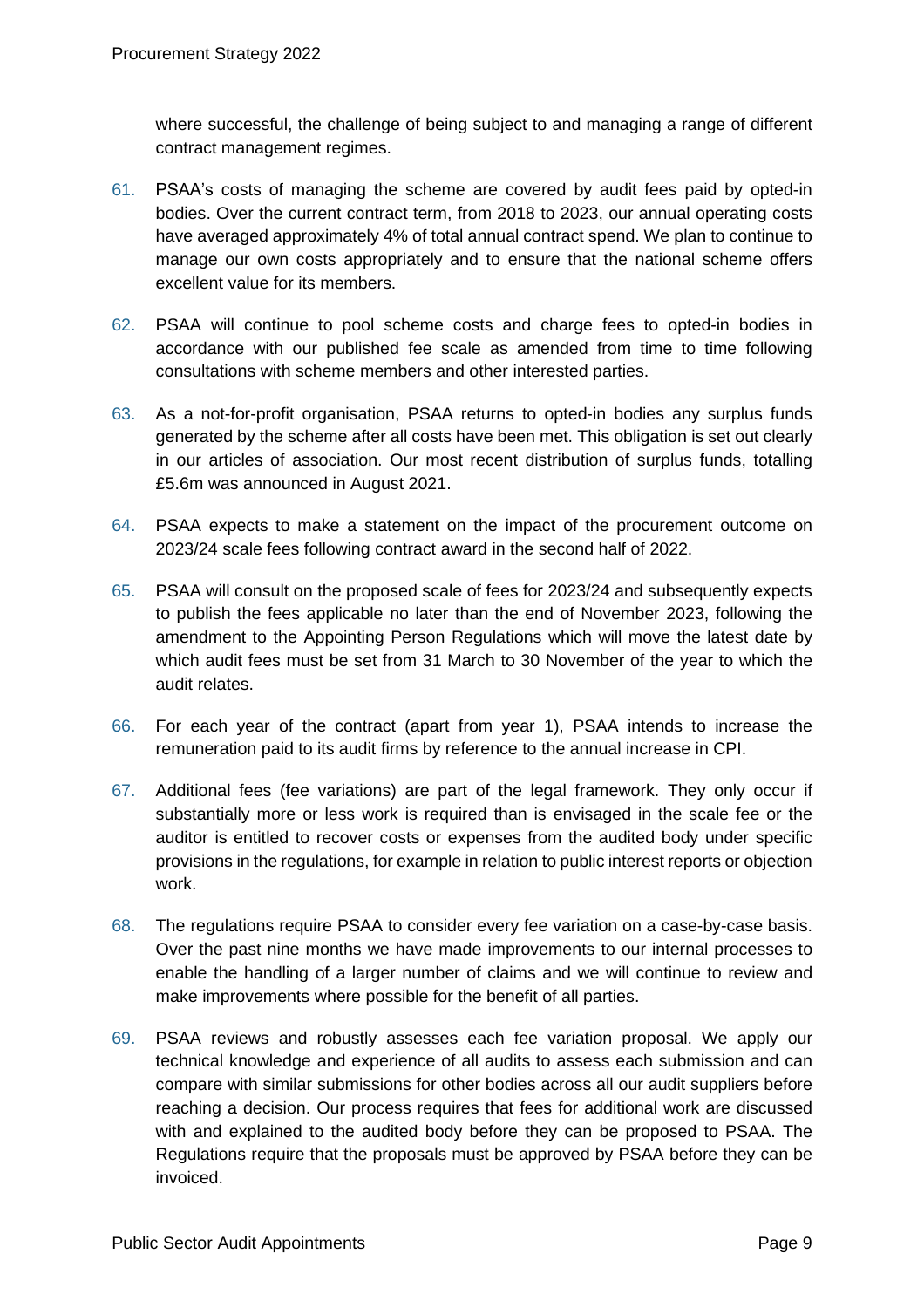where successful, the challenge of being subject to and managing a range of different contract management regimes.

61. PSAA's costs of managing the scheme are covered by audit fees paid by opted-in bodies. Over the current contract term, from 2018 to 2023, our annual operating costs have averaged approximately 4% of total annual contract spend. We plan to continue to manage our own costs appropriately and to ensure that the national scheme offers excellent value for its members.

62. PSAA will continue to pool scheme costs and charge fees to opted-in bodies in accordance with our published fee scale as amended from time to time following consultations with scheme members and other interested parties.

63. As a not-for-profit organisation, PSAA returns to opted-in bodies any surplus funds generated by the scheme after all costs have been met. This obligation is set out clearly in our articles of association. Our most recent distribution of surplus funds, totalling £5.6m was announced in August 2021.

64. PSAA expects to make a statement on the impact of the procurement outcome on 2023/24 scale fees following contract award in the second half of 2022.

65. PSAA will consult on the proposed scale of fees for 2023/24 and subsequently expects to publish the fees applicable no later than the end of November 2023, following the amendment to the Appointing Person Regulations which will move the latest date by which audit fees must be set from 31 March to 30 November of the year to which the audit relates.

66. For each year of the contract (apart from year 1), PSAA intends to increase the remuneration paid to its audit firms by reference to the annual increase in CPI.

67. Additional fees (fee variations) are part of the legal framework. They only occur if substantially more or less work is required than is envisaged in the scale fee or the auditor is entitled to recover costs or expenses from the audited body under specific provisions in the regulations, for example in relation to public interest reports or objection work.

68. The regulations require PSAA to consider every fee variation on a case-by-case basis. Over the past nine months we have made improvements to our internal processes to enable the handling of a larger number of claims and we will continue to review and make improvements where possible for the benefit of all parties.

69. PSAA reviews and robustly assesses each fee variation proposal. We apply our technical knowledge and experience of all audits to assess each submission and can compare with similar submissions for other bodies across all our audit suppliers before reaching a decision. Our process requires that fees for additional work are discussed with and explained to the audited body before they can be proposed to PSAA. The Regulations require that the proposals must be approved by PSAA before they can be invoiced.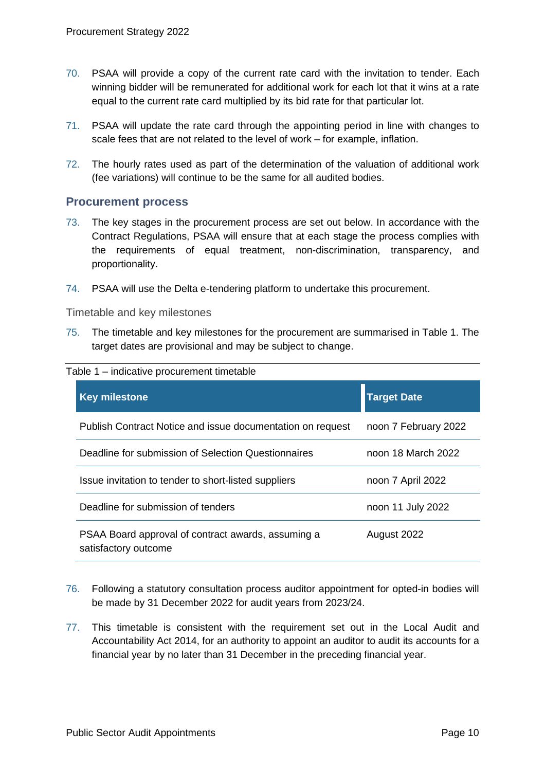70. PSAA will provide a copy of the current rate card with the invitation to tender. Each winning bidder will be remunerated for additional work for each lot that it wins at a rate equal to the current rate card multiplied by its bid rate for that particular lot.

71. PSAA will update the rate card through the appointing period in line with changes to scale fees that are not related to the level of work – for example, inflation.

72. The hourly rates used as part of the determination of the valuation of additional work (fee variations) will continue to be the same for all audited bodies.

## Procurement process

73. The key stages in the procurement process are set out below. In accordance with the Contract Regulations, PSAA will ensure that at each stage the process complies with the requirements of equal treatment, non-discrimination, transparency, and proportionality.

74. PSAA will use the Delta e-tendering platform to undertake this procurement.

### Timetable and key milestones

75. The timetable and key milestones for the procurement are summarised in Table 1. The target dates are provisional and may be subject to change.

Table 1 – indicative procurement timetable

| Key milestone | Target Date |
|---|---|
| Publish Contract Notice and issue documentation on request | noon 7 February 2022 |
| Deadline for submission of Selection Questionnaires | noon 18 March 2022 |
| Issue invitation to tender to short-listed suppliers | noon 7 April 2022 |
| Deadline for submission of tenders | noon 11 July 2022 |
| PSAA Board approval of contract awards, assuming a satisfactory outcome | August 2022 |

76. Following a statutory consultation process auditor appointment for opted-in bodies will be made by 31 December 2022 for audit years from 2023/24.

77. This timetable is consistent with the requirement set out in the Local Audit and Accountability Act 2014, for an authority to appoint an auditor to audit its accounts for a financial year by no later than 31 December in the preceding financial year.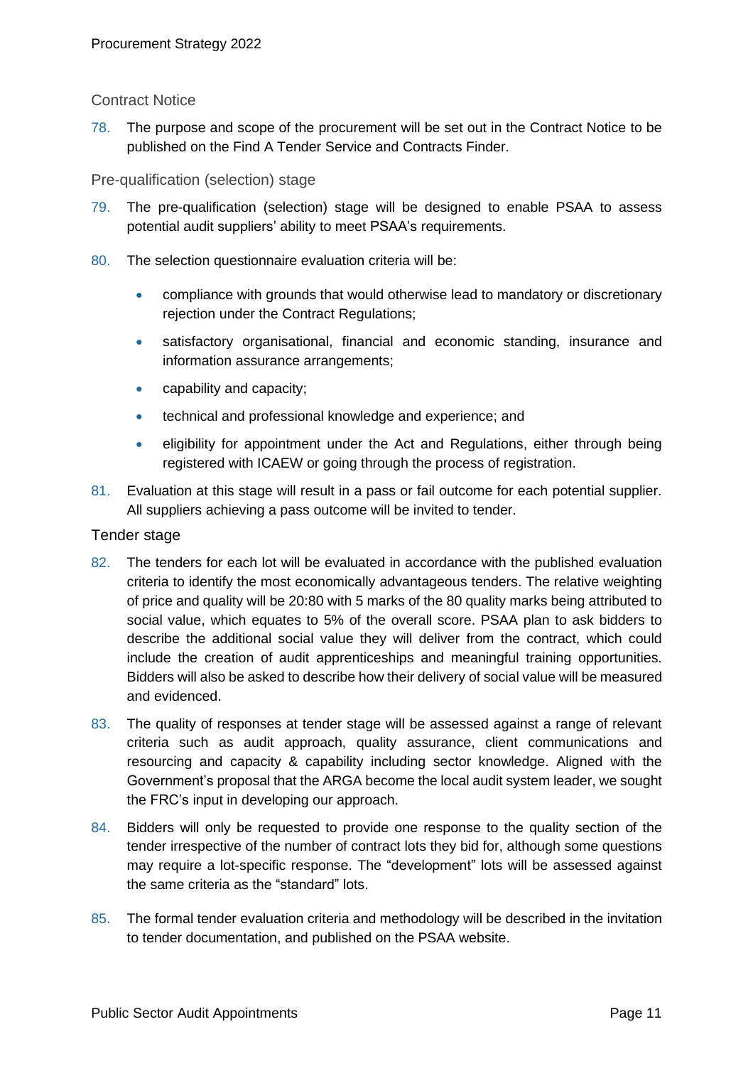### Contract Notice

78. The purpose and scope of the procurement will be set out in the Contract Notice to be published on the Find A Tender Service and Contracts Finder.

### Pre-qualification (selection) stage

79. The pre-qualification (selection) stage will be designed to enable PSAA to assess potential audit suppliers' ability to meet PSAA's requirements.

80. The selection questionnaire evaluation criteria will be:

    - compliance with grounds that would otherwise lead to mandatory or discretionary rejection under the Contract Regulations;
    - satisfactory organisational, financial and economic standing, insurance and information assurance arrangements;
    - capability and capacity;
    - technical and professional knowledge and experience; and
    - eligibility for appointment under the Act and Regulations, either through being registered with ICAEW or going through the process of registration.

81. Evaluation at this stage will result in a pass or fail outcome for each potential supplier. All suppliers achieving a pass outcome will be invited to tender.

### Tender stage

82. The tenders for each lot will be evaluated in accordance with the published evaluation criteria to identify the most economically advantageous tenders. The relative weighting of price and quality will be 20:80 with 5 marks of the 80 quality marks being attributed to social value, which equates to 5% of the overall score. PSAA plan to ask bidders to describe the additional social value they will deliver from the contract, which could include the creation of audit apprenticeships and meaningful training opportunities. Bidders will also be asked to describe how their delivery of social value will be measured and evidenced.

83. The quality of responses at tender stage will be assessed against a range of relevant criteria such as audit approach, quality assurance, client communications and resourcing and capacity & capability including sector knowledge. Aligned with the Government's proposal that the ARGA become the local audit system leader, we sought the FRC's input in developing our approach.

84. Bidders will only be requested to provide one response to the quality section of the tender irrespective of the number of contract lots they bid for, although some questions may require a lot-specific response. The "development" lots will be assessed against the same criteria as the "standard" lots.

85. The formal tender evaluation criteria and methodology will be described in the invitation to tender documentation, and published on the PSAA website.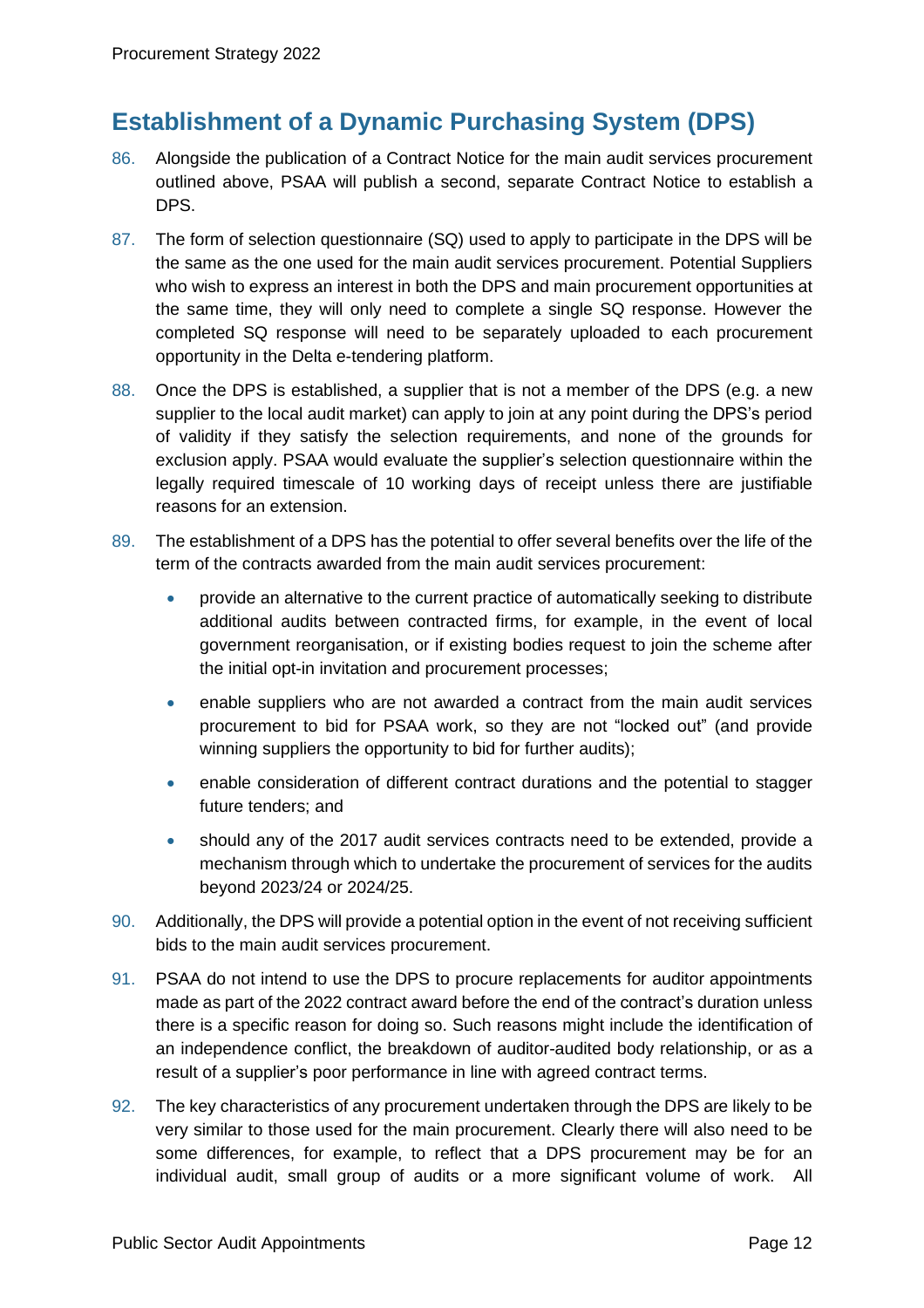## Establishment of a Dynamic Purchasing System (DPS)

86. Alongside the publication of a Contract Notice for the main audit services procurement outlined above, PSAA will publish a second, separate Contract Notice to establish a DPS.

87. The form of selection questionnaire (SQ) used to apply to participate in the DPS will be the same as the one used for the main audit services procurement. Potential Suppliers who wish to express an interest in both the DPS and main procurement opportunities at the same time, they will only need to complete a single SQ response. However the completed SQ response will need to be separately uploaded to each procurement opportunity in the Delta e-tendering platform.

88. Once the DPS is established, a supplier that is not a member of the DPS (e.g. a new supplier to the local audit market) can apply to join at any point during the DPS's period of validity if they satisfy the selection requirements, and none of the grounds for exclusion apply. PSAA would evaluate the supplier's selection questionnaire within the legally required timescale of 10 working days of receipt unless there are justifiable reasons for an extension.

89. The establishment of a DPS has the potential to offer several benefits over the life of the term of the contracts awarded from the main audit services procurement:

    - provide an alternative to the current practice of automatically seeking to distribute additional audits between contracted firms, for example, in the event of local government reorganisation, or if existing bodies request to join the scheme after the initial opt-in invitation and procurement processes;
    - enable suppliers who are not awarded a contract from the main audit services procurement to bid for PSAA work, so they are not "locked out" (and provide winning suppliers the opportunity to bid for further audits);
    - enable consideration of different contract durations and the potential to stagger future tenders; and
    - should any of the 2017 audit services contracts need to be extended, provide a mechanism through which to undertake the procurement of services for the audits beyond 2023/24 or 2024/25.

90. Additionally, the DPS will provide a potential option in the event of not receiving sufficient bids to the main audit services procurement.

91. PSAA do not intend to use the DPS to procure replacements for auditor appointments made as part of the 2022 contract award before the end of the contract's duration unless there is a specific reason for doing so. Such reasons might include the identification of an independence conflict, the breakdown of auditor-audited body relationship, or as a result of a supplier's poor performance in line with agreed contract terms.

92. The key characteristics of any procurement undertaken through the DPS are likely to be very similar to those used for the main procurement. Clearly there will also need to be some differences, for example, to reflect that a DPS procurement may be for an individual audit, small group of audits or a more significant volume of work. All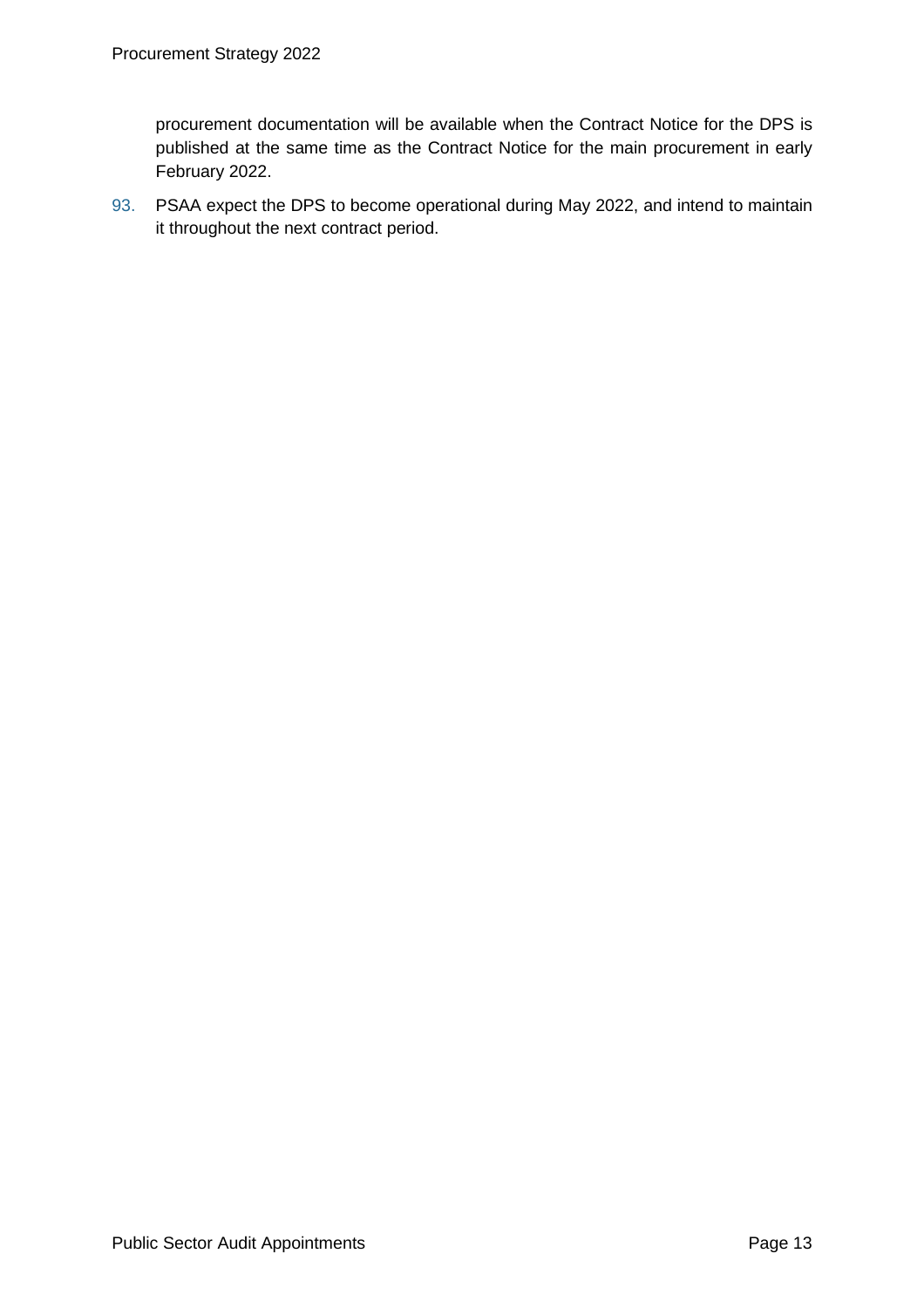procurement documentation will be available when the Contract Notice for the DPS is published at the same time as the Contract Notice for the main procurement in early February 2022.

93. PSAA expect the DPS to become operational during May 2022, and intend to maintain it throughout the next contract period.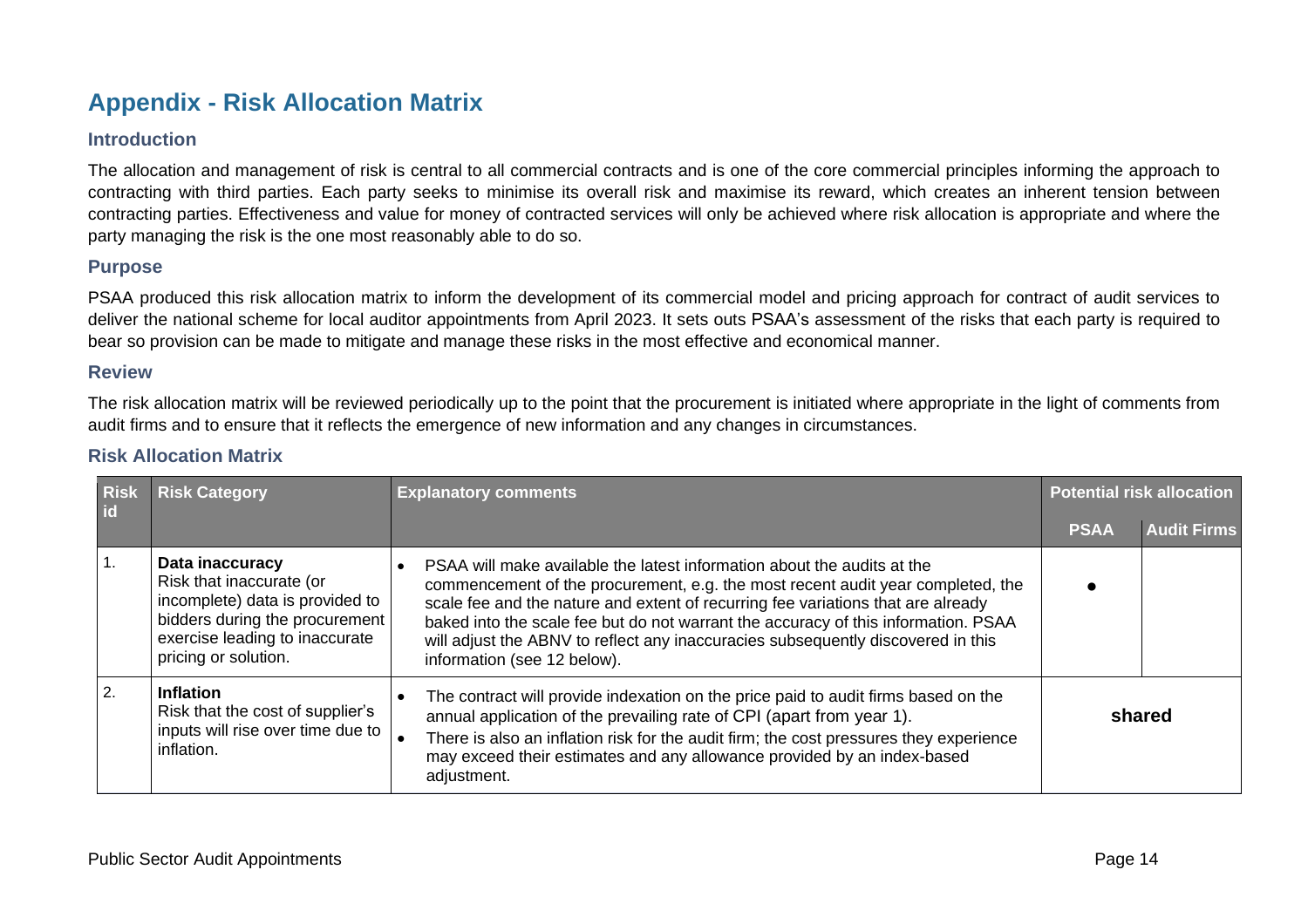# Appendix - Risk Allocation Matrix

## Introduction

The allocation and management of risk is central to all commercial contracts and is one of the core commercial principles informing the approach to contracting with third parties. Each party seeks to minimise its overall risk and maximise its reward, which creates an inherent tension between contracting parties. Effectiveness and value for money of contracted services will only be achieved where risk allocation is appropriate and where the party managing the risk is the one most reasonably able to do so.

## Purpose

PSAA produced this risk allocation matrix to inform the development of its commercial model and pricing approach for contract of audit services to deliver the national scheme for local auditor appointments from April 2023. It sets outs PSAA's assessment of the risks that each party is required to bear so provision can be made to mitigate and manage these risks in the most effective and economical manner.

## Review

The risk allocation matrix will be reviewed periodically up to the point that the procurement is initiated where appropriate in the light of comments from audit firms and to ensure that it reflects the emergence of new information and any changes in circumstances.

## Risk Allocation Matrix

| Risk id | Risk Category | Explanatory comments | Potential risk allocation | |
|---|---|---|---|---|
| | | | PSAA | Audit Firms |
| 1. | **Data inaccuracy**<br>Risk that inaccurate (or incomplete) data is provided to bidders during the procurement exercise leading to inaccurate pricing or solution. | • PSAA will make available the latest information about the audits at the commencement of the procurement, e.g. the most recent audit year completed, the scale fee and the nature and extent of recurring fee variations that are already baked into the scale fee but do not warrant the accuracy of this information. PSAA will adjust the ABNV to reflect any inaccuracies subsequently discovered in this information (see 12 below). | ● | |
| 2. | **Inflation**<br>Risk that the cost of supplier's inputs will rise over time due to inflation. | • The contract will provide indexation on the price paid to audit firms based on the annual application of the prevailing rate of CPI (apart from year 1).<br>• There is also an inflation risk for the audit firm; the cost pressures they experience may exceed their estimates and any allowance provided by an index-based adjustment. | **shared** | |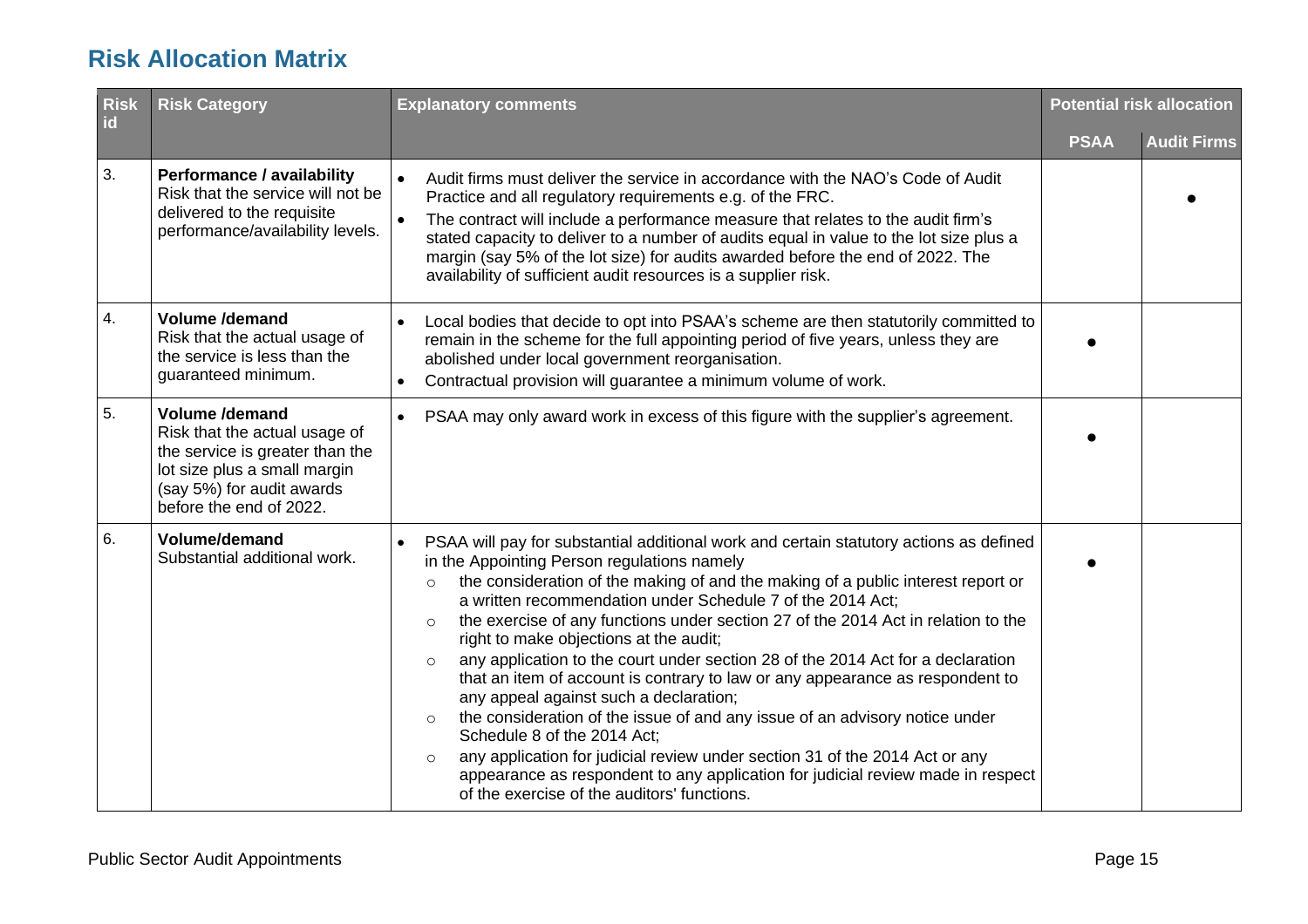## Risk Allocation Matrix

| Risk id | Risk Category | Explanatory comments | Potential risk allocation | |
|---|---|---|---|---|
| | | | PSAA | Audit Firms |
| 3. | **Performance / availability**<br>Risk that the service will not be delivered to the requisite performance/availability levels. | • Audit firms must deliver the service in accordance with the NAO's Code of Audit Practice and all regulatory requirements e.g. of the FRC.<br>• The contract will include a performance measure that relates to the audit firm's stated capacity to deliver to a number of audits equal in value to the lot size plus a margin (say 5% of the lot size) for audits awarded before the end of 2022. The availability of sufficient audit resources is a supplier risk. | | ● |
| 4. | **Volume /demand**<br>Risk that the actual usage of the service is less than the guaranteed minimum. | • Local bodies that decide to opt into PSAA's scheme are then statutorily committed to remain in the scheme for the full appointing period of five years, unless they are abolished under local government reorganisation.<br>• Contractual provision will guarantee a minimum volume of work. | ● | |
| 5. | **Volume /demand**<br>Risk that the actual usage of the service is greater than the lot size plus a small margin (say 5%) for audit awards before the end of 2022. | • PSAA may only award work in excess of this figure with the supplier's agreement. | ● | |
| 6. | **Volume/demand**<br>Substantial additional work. | • PSAA will pay for substantial additional work and certain statutory actions as defined in the Appointing Person regulations namely<br>&nbsp;&nbsp;○ the consideration of the making of and the making of a public interest report or a written recommendation under Schedule 7 of the 2014 Act;<br>&nbsp;&nbsp;○ the exercise of any functions under section 27 of the 2014 Act in relation to the right to make objections at the audit;<br>&nbsp;&nbsp;○ any application to the court under section 28 of the 2014 Act for a declaration that an item of account is contrary to law or any appearance as respondent to any appeal against such a declaration;<br>&nbsp;&nbsp;○ the consideration of the issue of and any issue of an advisory notice under Schedule 8 of the 2014 Act;<br>&nbsp;&nbsp;○ any application for judicial review under section 31 of the 2014 Act or any appearance as respondent to any application for judicial review made in respect of the exercise of the auditors' functions. | ● | |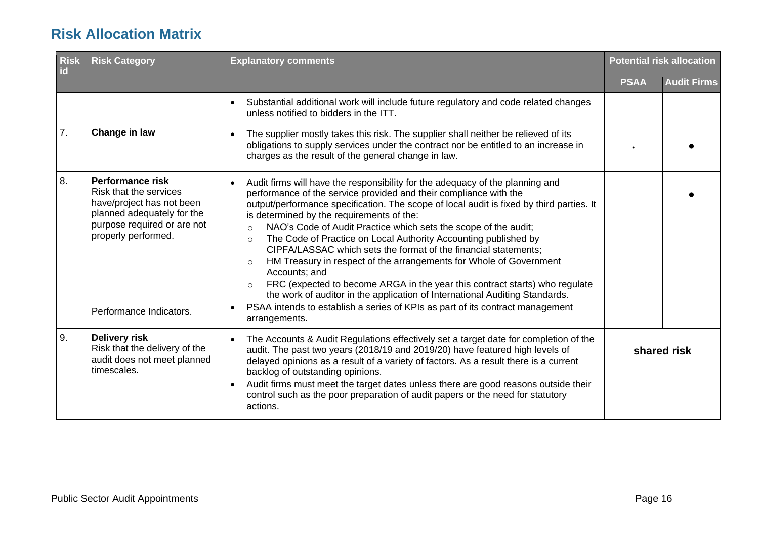## Risk Allocation Matrix

| Risk id | Risk Category | Explanatory comments | Potential risk allocation | |
|---|---|---|---|---|
| | | | PSAA | Audit Firms |
| | | • Substantial additional work will include future regulatory and code related changes unless notified to bidders in the ITT. | | |
| 7. | **Change in law** | • The supplier mostly takes this risk. The supplier shall neither be relieved of its obligations to supply services under the contract nor be entitled to an increase in charges as the result of the general change in law. | • | ● |
| 8. | **Performance risk** Risk that the services have/project has not been planned adequately for the purpose required or are not properly performed.<br><br>Performance Indicators. | • Audit firms will have the responsibility for the adequacy of the planning and performance of the service provided and their compliance with the output/performance specification. The scope of local audit is fixed by third parties. It is determined by the requirements of the:<br>○ NAO's Code of Audit Practice which sets the scope of the audit;<br>○ The Code of Practice on Local Authority Accounting published by CIPFA/LASSAC which sets the format of the financial statements;<br>○ HM Treasury in respect of the arrangements for Whole of Government Accounts; and<br>○ FRC (expected to become ARGA in the year this contract starts) who regulate the work of auditor in the application of International Auditing Standards.<br>• PSAA intends to establish a series of KPIs as part of its contract management arrangements. | | ● |
| 9. | **Delivery risk** Risk that the delivery of the audit does not meet planned timescales. | • The Accounts & Audit Regulations effectively set a target date for completion of the audit. The past two years (2018/19 and 2019/20) have featured high levels of delayed opinions as a result of a variety of factors. As a result there is a current backlog of outstanding opinions.<br>• Audit firms must meet the target dates unless there are good reasons outside their control such as the poor preparation of audit papers or the need for statutory actions. | **shared risk** | |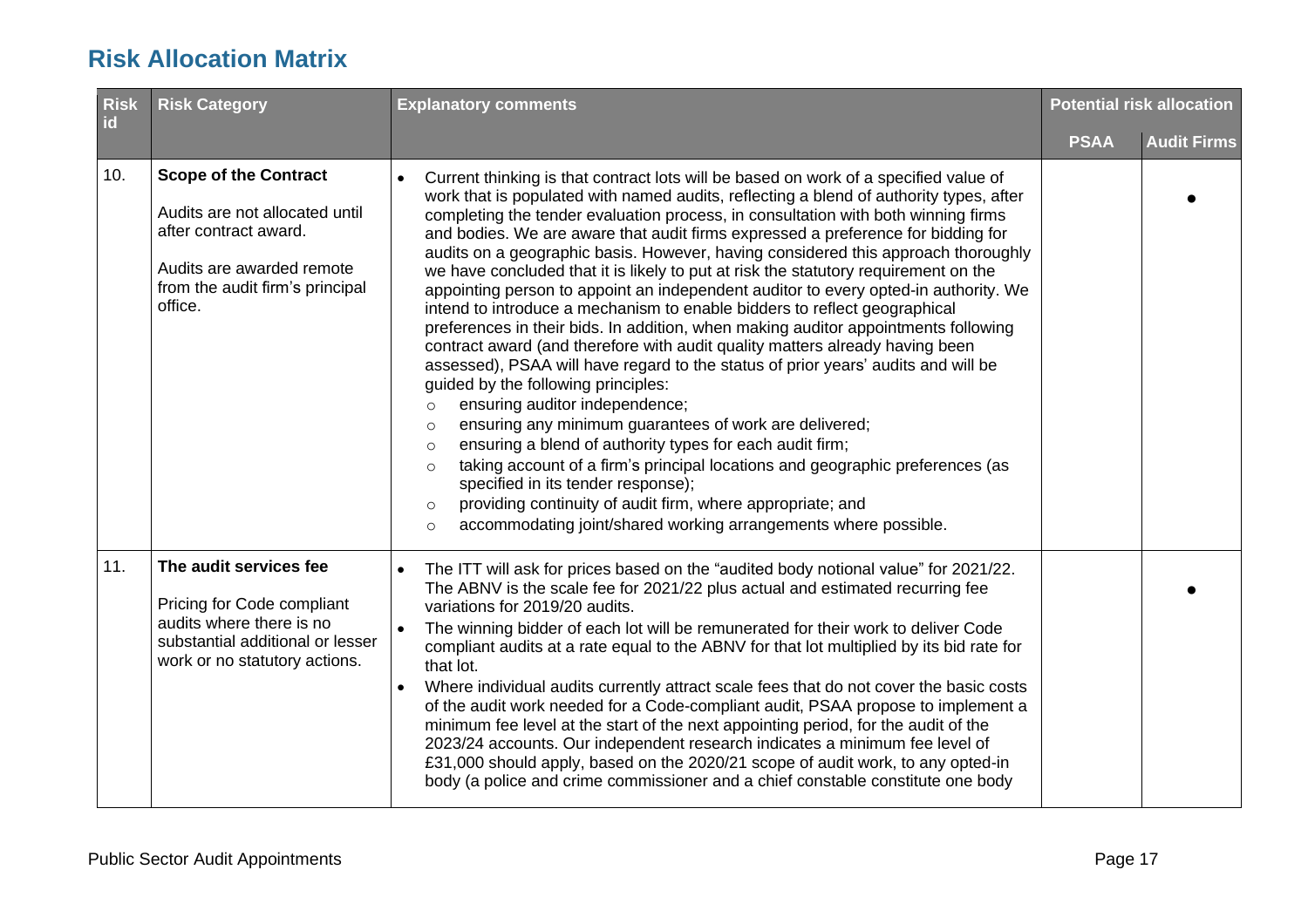## Risk Allocation Matrix

| Risk id | Risk Category | Explanatory comments | Potential risk allocation | |
|---|---|---|---|---|
| | | | **PSAA** | **Audit Firms** |
| 10. | **Scope of the Contract**<br><br>Audits are not allocated until after contract award.<br><br>Audits are awarded remote from the audit firm's principal office. | • Current thinking is that contract lots will be based on work of a specified value of work that is populated with named audits, reflecting a blend of authority types, after completing the tender evaluation process, in consultation with both winning firms and bodies. We are aware that audit firms expressed a preference for bidding for audits on a geographic basis. However, having considered this approach thoroughly we have concluded that it is likely to put at risk the statutory requirement on the appointing person to appoint an independent auditor to every opted-in authority. We intend to introduce a mechanism to enable bidders to reflect geographical preferences in their bids. In addition, when making auditor appointments following contract award (and therefore with audit quality matters already having been assessed), PSAA will have regard to the status of prior years' audits and will be guided by the following principles:<br>  ○ ensuring auditor independence;<br>  ○ ensuring any minimum guarantees of work are delivered;<br>  ○ ensuring a blend of authority types for each audit firm;<br>  ○ taking account of a firm's principal locations and geographic preferences (as specified in its tender response);<br>  ○ providing continuity of audit firm, where appropriate; and<br>  ○ accommodating joint/shared working arrangements where possible. | | ● |
| 11. | **The audit services fee**<br><br>Pricing for Code compliant audits where there is no substantial additional or lesser work or no statutory actions. | • The ITT will ask for prices based on the "audited body notional value" for 2021/22. The ABNV is the scale fee for 2021/22 plus actual and estimated recurring fee variations for 2019/20 audits.<br>• The winning bidder of each lot will be remunerated for their work to deliver Code compliant audits at a rate equal to the ABNV for that lot multiplied by its bid rate for that lot.<br>• Where individual audits currently attract scale fees that do not cover the basic costs of the audit work needed for a Code-compliant audit, PSAA propose to implement a minimum fee level at the start of the next appointing period, for the audit of the 2023/24 accounts. Our independent research indicates a minimum fee level of £31,000 should apply, based on the 2020/21 scope of audit work, to any opted-in body (a police and crime commissioner and a chief constable constitute one body | | ● |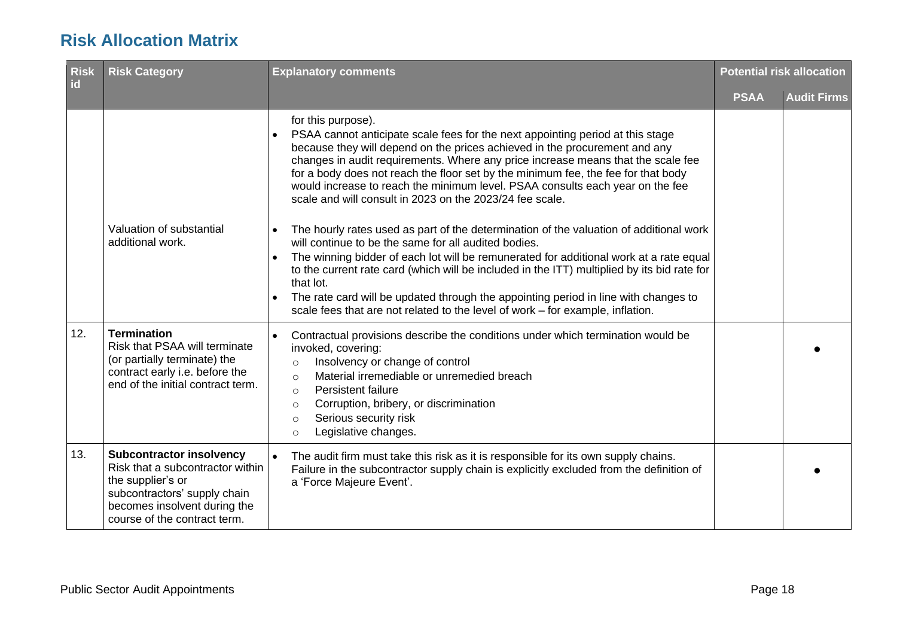# Risk Allocation Matrix

| Risk id | Risk Category | Explanatory comments | Potential risk allocation | |
|---|---|---|---|---|
| | | | PSAA | Audit Firms |
| | | for this purpose).<br>• PSAA cannot anticipate scale fees for the next appointing period at this stage because they will depend on the prices achieved in the procurement and any changes in audit requirements. Where any price increase means that the scale fee for a body does not reach the floor set by the minimum fee, the fee for that body would increase to reach the minimum level. PSAA consults each year on the fee scale and will consult in 2023 on the 2023/24 fee scale. | | |
| | Valuation of substantial additional work. | • The hourly rates used as part of the determination of the valuation of additional work will continue to be the same for all audited bodies.<br>• The winning bidder of each lot will be remunerated for additional work at a rate equal to the current rate card (which will be included in the ITT) multiplied by its bid rate for that lot.<br>• The rate card will be updated through the appointing period in line with changes to scale fees that are not related to the level of work – for example, inflation. | | |
| 12. | **Termination**<br>Risk that PSAA will terminate (or partially terminate) the contract early i.e. before the end of the initial contract term. | • Contractual provisions describe the conditions under which termination would be invoked, covering:<br>○ Insolvency or change of control<br>○ Material irremediable or unremedied breach<br>○ Persistent failure<br>○ Corruption, bribery, or discrimination<br>○ Serious security risk<br>○ Legislative changes. | | ● |
| 13. | **Subcontractor insolvency**<br>Risk that a subcontractor within the supplier's or subcontractors' supply chain becomes insolvent during the course of the contract term. | • The audit firm must take this risk as it is responsible for its own supply chains. Failure in the subcontractor supply chain is explicitly excluded from the definition of a 'Force Majeure Event'. | | ● |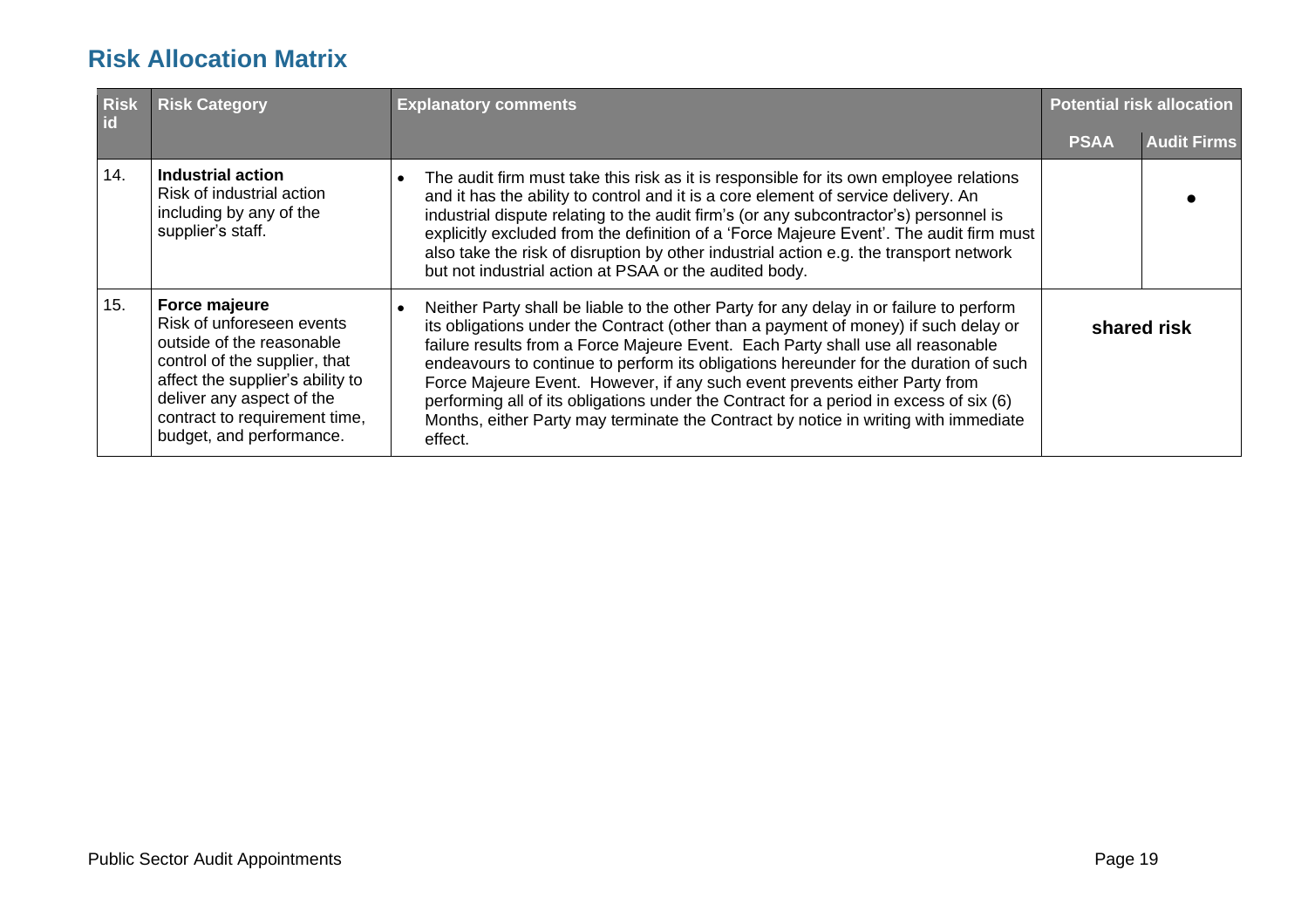## Risk Allocation Matrix

| Risk id | Risk Category | Explanatory comments | Potential risk allocation | |
|---|---|---|---|---|
| | | | PSAA | Audit Firms |
| 14. | **Industrial action**<br>Risk of industrial action including by any of the supplier's staff. | • The audit firm must take this risk as it is responsible for its own employee relations and it has the ability to control and it is a core element of service delivery. An industrial dispute relating to the audit firm's (or any subcontractor's) personnel is explicitly excluded from the definition of a 'Force Majeure Event'. The audit firm must also take the risk of disruption by other industrial action e.g. the transport network but not industrial action at PSAA or the audited body. | | ● |
| 15. | **Force majeure**<br>Risk of unforeseen events outside of the reasonable control of the supplier, that affect the supplier's ability to deliver any aspect of the contract to requirement time, budget, and performance. | • Neither Party shall be liable to the other Party for any delay in or failure to perform its obligations under the Contract (other than a payment of money) if such delay or failure results from a Force Majeure Event. Each Party shall use all reasonable endeavours to continue to perform its obligations hereunder for the duration of such Force Majeure Event. However, if any such event prevents either Party from performing all of its obligations under the Contract for a period in excess of six (6) Months, either Party may terminate the Contract by notice in writing with immediate effect. | **shared risk** | |